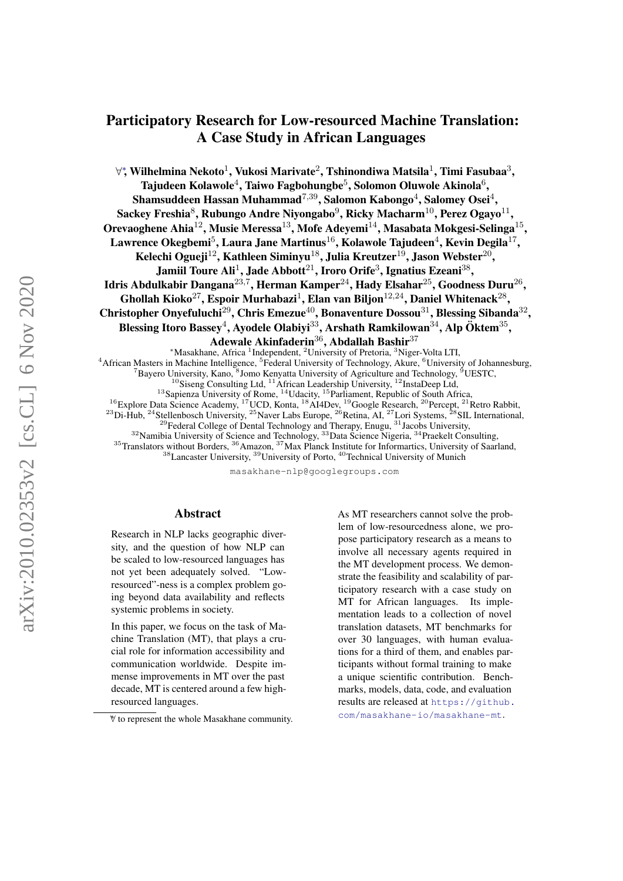# Participatory Research for Low-resourced Machine Translation: A Case Study in African Languages

∀[*], Wilhelmina Nekoto[1], Vukosi Marivate[2], Tshinondiwa Matsila[1], Timi Fasubaa[3], Tajudeen Kolawole[4], Taiwo Fagbohungbe[5], Solomon Oluwole Akinola[6], Shamsuddeen Hassan Muhammad[7,39], Salomon Kabongo[4], Salomey Osei[4], Sackey Freshia[8], Rubungo Andre Niyongabo[9], Ricky Macharm[10], Perez Ogayo[11], Orevaoghene Ahia[12], Musie Meressa[13], Mofe Adeyemi[14], Masabata Mokgesi-Selinga[15], Lawrence Okegbemi[5], Laura Jane Martinus[16], Kolawole Tajudeen[4], Kevin Degila[17], Kelechi Ogueji[12], Kathleen Siminyu[18], Julia Kreutzer[19], Jason Webster[20], Jamiil Toure Ali[1], Jade Abbott[21], Iroro Orife[3], Ignatius Ezeani[38], Idris Abdulkabir Dangana[23,7], Herman Kamper[24], Hady Elsahar[25], Goodness Duru[26], Ghollah Kioko[27], Espoir Murhabazi[1], Elan van Biljon[12,24], Daniel Whitenack[28], Christopher Onyefuluchi[29], Chris Emezue[40], Bonaventure Dossou[31], Blessing Sibanda[32], Blessing Itoro Bassey[4], Ayodele Olabiyi[33], Arshath Ramkilowan[34], Alp Öktem[35], Adewale Akinfaderin[36], Abdallah Bashir[37]

[*]Masakhane, Africa [1]Independent, [2]University of Pretoria, [3]Niger-Volta LTI, [4]African Masters in Machine Intelligence, [5]Federal University of Technology, Akure, [6]University of Johannesburg, [7]Bayero University, Kano, [8]Jomo Kenyatta University of Agriculture and Technology, [9]UESTC, [10]Siseng Consulting Ltd, [11]African Leadership University, [12]InstaDeep Ltd, [13]Sapienza University of Rome, [14]Udacity, [15]Parliament, Republic of South Africa, [16]Explore Data Science Academy, [17]UCD, Konta, [18]AI4Dev, [19]Google Research, [20]Percept, [21]Retro Rabbit, [23]Di-Hub, [24]Stellenbosch University, [25]Naver Labs Europe, [26]Retina, AI, [27]Lori Systems, [28]SIL International, [29]Federal College of Dental Technology and Therapy, Enugu, [31]Jacobs University, [32]Namibia University of Science and Technology, [33]Data Science Nigeria, [34]Praekelt Consulting, [35]Translators without Borders, [36]Amazon, [37]Max Planck Institute for Informartics, University of Saarland, [38]Lancaster University, [39]University of Porto, [40]Technical University of Munich

masakhane-nlp@googlegroups.com

## Abstract

Research in NLP lacks geographic diversity, and the question of how NLP can be scaled to low-resourced languages has not yet been adequately solved. "Low-resourced"-ness is a complex problem going beyond data availability and reflects systemic problems in society.

In this paper, we focus on the task of Machine Translation (MT), that plays a crucial role for information accessibility and communication worldwide. Despite immense improvements in MT over the past decade, MT is centered around a few high-resourced languages.

As MT researchers cannot solve the problem of low-resourcedness alone, we propose participatory research as a means to involve all necessary agents required in the MT development process. We demonstrate the feasibility and scalability of participatory research with a case study on MT for African languages. Its implementation leads to a collection of novel translation datasets, MT benchmarks for over 30 languages, with human evaluations for a third of them, and enables participants without formal training to make a unique scientific contribution. Benchmarks, models, data, code, and evaluation results are released at https://github.com/masakhane-io/masakhane-mt.

∀ to represent the whole Masakhane community.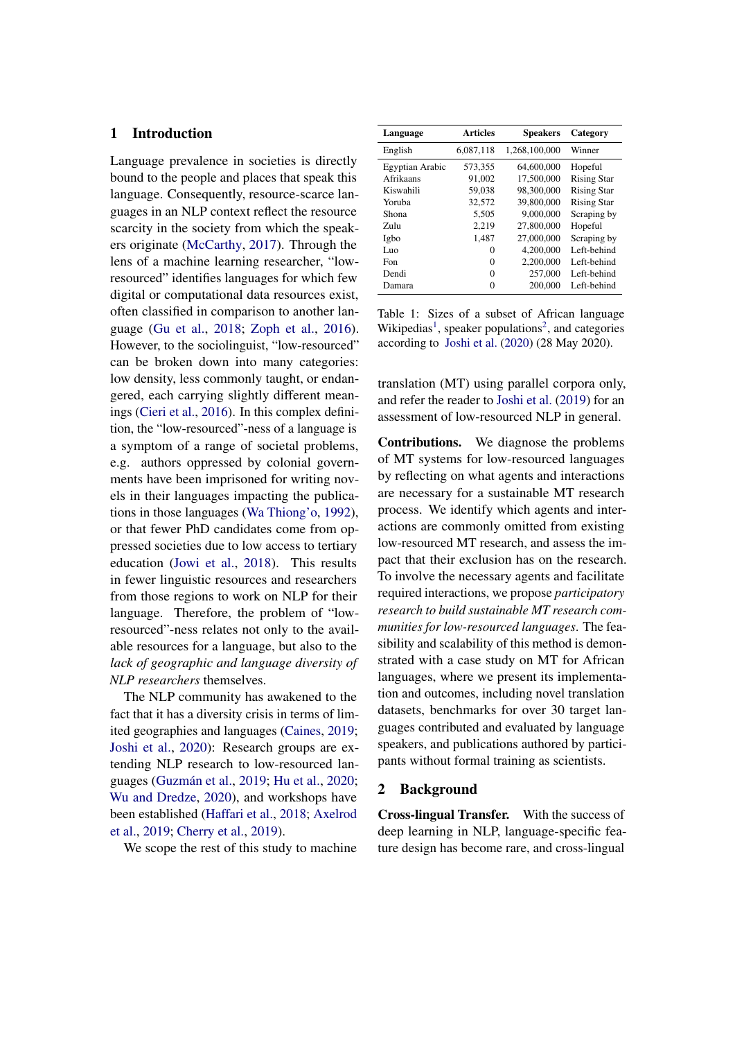## 1 Introduction

Language prevalence in societies is directly bound to the people and places that speak this language. Consequently, resource-scarce languages in an NLP context reflect the resource scarcity in the society from which the speakers originate (McCarthy, 2017). Through the lens of a machine learning researcher, "low-resourced" identifies languages for which few digital or computational data resources exist, often classified in comparison to another language (Gu et al., 2018; Zoph et al., 2016). However, to the sociolinguist, "low-resourced" can be broken down into many categories: low density, less commonly taught, or endangered, each carrying slightly different meanings (Cieri et al., 2016). In this complex definition, the "low-resourced"-ness of a language is a symptom of a range of societal problems, e.g. authors oppressed by colonial governments have been imprisoned for writing novels in their languages impacting the publications in those languages (Wa Thiong'o, 1992), or that fewer PhD candidates come from oppressed societies due to low access to tertiary education (Jowi et al., 2018). This results in fewer linguistic resources and researchers from those regions to work on NLP for their language. Therefore, the problem of "low-resourced"-ness relates not only to the available resources for a language, but also to the *lack of geographic and language diversity of NLP researchers* themselves.

The NLP community has awakened to the fact that it has a diversity crisis in terms of limited geographies and languages (Caines, 2019; Joshi et al., 2020): Research groups are extending NLP research to low-resourced languages (Guzmán et al., 2019; Hu et al., 2020; Wu and Dredze, 2020), and workshops have been established (Haffari et al., 2018; Axelrod et al., 2019; Cherry et al., 2019).

We scope the rest of this study to machine translation (MT) using parallel corpora only, and refer the reader to Joshi et al. (2019) for an assessment of low-resourced NLP in general.

| Language | Articles | Speakers | Category |
|---|---|---|---|
| English | 6,087,118 | 1,268,100,000 | Winner |
| Egyptian Arabic | 573,355 | 64,600,000 | Hopeful |
| Afrikaans | 91,002 | 17,500,000 | Rising Star |
| Kiswahili | 59,038 | 98,300,000 | Rising Star |
| Yoruba | 32,572 | 39,800,000 | Rising Star |
| Shona | 5,505 | 9,000,000 | Scraping by |
| Zulu | 2,219 | 27,800,000 | Hopeful |
| Igbo | 1,487 | 27,000,000 | Scraping by |
| Luo | 0 | 4,200,000 | Left-behind |
| Fon | 0 | 2,200,000 | Left-behind |
| Dendi | 0 | 257,000 | Left-behind |
| Damara | 0 | 200,000 | Left-behind |

Table 1: Sizes of a subset of African language Wikipedias[1], speaker populations[2], and categories according to Joshi et al. (2020) (28 May 2020).

**Contributions.** We diagnose the problems of MT systems for low-resourced languages by reflecting on what agents and interactions are necessary for a sustainable MT research process. We identify which agents and interactions are commonly omitted from existing low-resourced MT research, and assess the impact that their exclusion has on the research. To involve the necessary agents and facilitate required interactions, we propose *participatory research to build sustainable MT research communities for low-resourced languages*. The feasibility and scalability of this method is demonstrated with a case study on MT for African languages, where we present its implementation and outcomes, including novel translation datasets, benchmarks for over 30 target languages contributed and evaluated by language speakers, and publications authored by participants without formal training as scientists.

## 2 Background

**Cross-lingual Transfer.** With the success of deep learning in NLP, language-specific feature design has become rare, and cross-lingual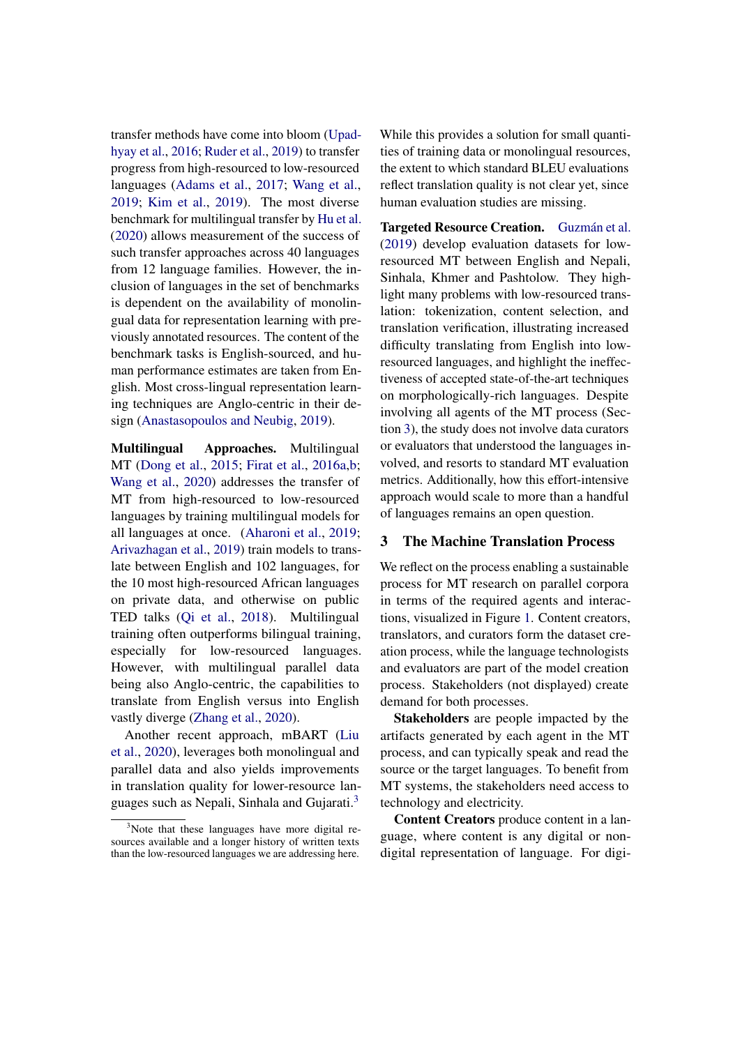transfer methods have come into bloom (Upadhyay et al., 2016; Ruder et al., 2019) to transfer progress from high-resourced to low-resourced languages (Adams et al., 2017; Wang et al., 2019; Kim et al., 2019). The most diverse benchmark for multilingual transfer by Hu et al. (2020) allows measurement of the success of such transfer approaches across 40 languages from 12 language families. However, the inclusion of languages in the set of benchmarks is dependent on the availability of monolingual data for representation learning with previously annotated resources. The content of the benchmark tasks is English-sourced, and human performance estimates are taken from English. Most cross-lingual representation learning techniques are Anglo-centric in their design (Anastasopoulos and Neubig, 2019).

**Multilingual Approaches.** Multilingual MT (Dong et al., 2015; Firat et al., 2016a,b; Wang et al., 2020) addresses the transfer of MT from high-resourced to low-resourced languages by training multilingual models for all languages at once. (Aharoni et al., 2019; Arivazhagan et al., 2019) train models to translate between English and 102 languages, for the 10 most high-resourced African languages on private data, and otherwise on public TED talks (Qi et al., 2018). Multilingual training often outperforms bilingual training, especially for low-resourced languages. However, with multilingual parallel data being also Anglo-centric, the capabilities to translate from English versus into English vastly diverge (Zhang et al., 2020).

Another recent approach, mBART (Liu et al., 2020), leverages both monolingual and parallel data and also yields improvements in translation quality for lower-resource languages such as Nepali, Sinhala and Gujarati.[3]

[3] Note that these languages have more digital resources available and a longer history of written texts than the low-resourced languages we are addressing here.

While this provides a solution for small quantities of training data or monolingual resources, the extent to which standard BLEU evaluations reflect translation quality is not clear yet, since human evaluation studies are missing.

**Targeted Resource Creation.** Guzmán et al. (2019) develop evaluation datasets for low-resourced MT between English and Nepali, Sinhala, Khmer and Pashtolow. They highlight many problems with low-resourced translation: tokenization, content selection, and translation verification, illustrating increased difficulty translating from English into low-resourced languages, and highlight the ineffectiveness of accepted state-of-the-art techniques on morphologically-rich languages. Despite involving all agents of the MT process (Section 3), the study does not involve data curators or evaluators that understood the languages involved, and resorts to standard MT evaluation metrics. Additionally, how this effort-intensive approach would scale to more than a handful of languages remains an open question.

## 3 The Machine Translation Process

We reflect on the process enabling a sustainable process for MT research on parallel corpora in terms of the required agents and interactions, visualized in Figure 1. Content creators, translators, and curators form the dataset creation process, while the language technologists and evaluators are part of the model creation process. Stakeholders (not displayed) create demand for both processes.

**Stakeholders** are people impacted by the artifacts generated by each agent in the MT process, and can typically speak and read the source or the target languages. To benefit from MT systems, the stakeholders need access to technology and electricity.

**Content Creators** produce content in a language, where content is any digital or non-digital representation of language. For digi-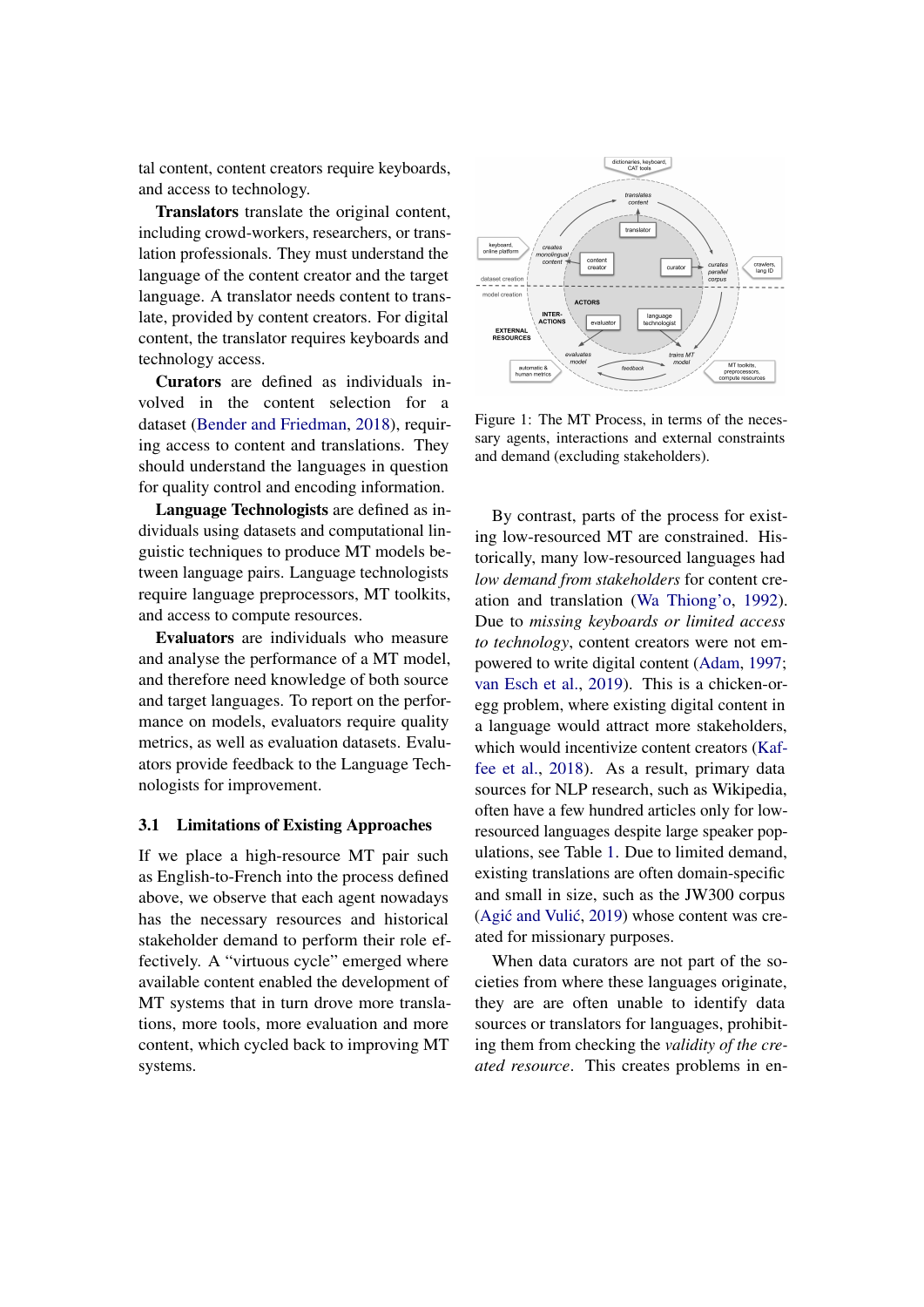tal content, content creators require keyboards, and access to technology.

**Translators** translate the original content, including crowd-workers, researchers, or translation professionals. They must understand the language of the content creator and the target language. A translator needs content to translate, provided by content creators. For digital content, the translator requires keyboards and technology access.

**Curators** are defined as individuals involved in the content selection for a dataset (Bender and Friedman, 2018), requiring access to content and translations. They should understand the languages in question for quality control and encoding information.

**Language Technologists** are defined as individuals using datasets and computational linguistic techniques to produce MT models between language pairs. Language technologists require language preprocessors, MT toolkits, and access to compute resources.

**Evaluators** are individuals who measure and analyse the performance of a MT model, and therefore need knowledge of both source and target languages. To report on the performance on models, evaluators require quality metrics, as well as evaluation datasets. Evaluators provide feedback to the Language Technologists for improvement.

### 3.1 Limitations of Existing Approaches

If we place a high-resource MT pair such as English-to-French into the process defined above, we observe that each agent nowadays has the necessary resources and historical stakeholder demand to perform their role effectively. A "virtuous cycle" emerged where available content enabled the development of MT systems that in turn drove more translations, more tools, more evaluation and more content, which cycled back to improving MT systems.

Figure 1: The MT Process, in terms of the necessary agents, interactions and external constraints and demand (excluding stakeholders).

By contrast, parts of the process for existing low-resourced MT are constrained. Historically, many low-resourced languages had *low demand from stakeholders* for content creation and translation (Wa Thiong'o, 1992). Due to *missing keyboards or limited access to technology*, content creators were not empowered to write digital content (Adam, 1997; van Esch et al., 2019). This is a chicken-or-egg problem, where existing digital content in a language would attract more stakeholders, which would incentivize content creators (Kaffee et al., 2018). As a result, primary data sources for NLP research, such as Wikipedia, often have a few hundred articles only for low-resourced languages despite large speaker populations, see Table 1. Due to limited demand, existing translations are often domain-specific and small in size, such as the JW300 corpus (Agić and Vulić, 2019) whose content was created for missionary purposes.

When data curators are not part of the societies from where these languages originate, they are are often unable to identify data sources or translators for languages, prohibiting them from checking the *validity of the created resource*. This creates problems in en-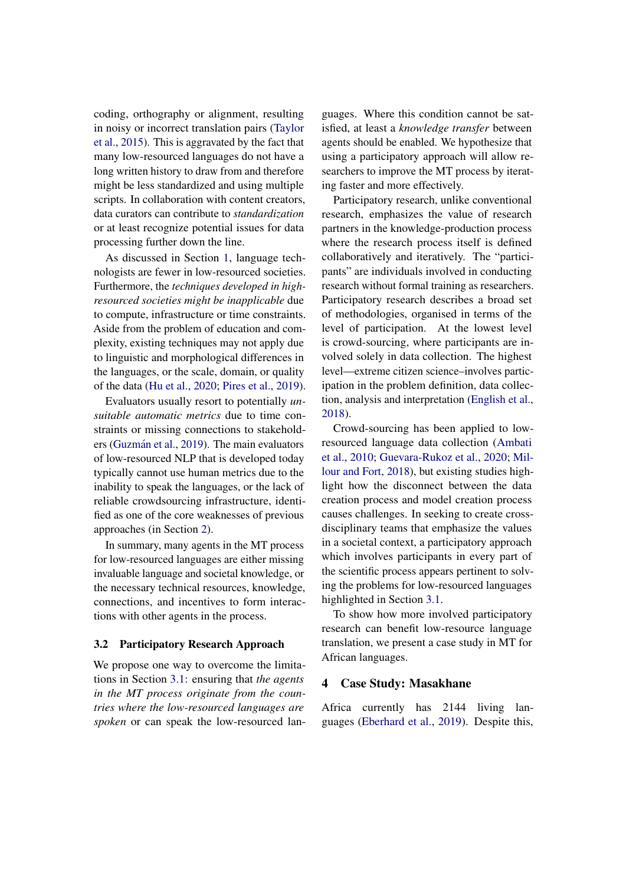coding, orthography or alignment, resulting in noisy or incorrect translation pairs (Taylor et al., 2015). This is aggravated by the fact that many low-resourced languages do not have a long written history to draw from and therefore might be less standardized and using multiple scripts. In collaboration with content creators, data curators can contribute to *standardization* or at least recognize potential issues for data processing further down the line.

As discussed in Section 1, language technologists are fewer in low-resourced societies. Furthermore, the *techniques developed in high-resourced societies might be inapplicable* due to compute, infrastructure or time constraints. Aside from the problem of education and complexity, existing techniques may not apply due to linguistic and morphological differences in the languages, or the scale, domain, or quality of the data (Hu et al., 2020; Pires et al., 2019).

Evaluators usually resort to potentially *unsuitable automatic metrics* due to time constraints or missing connections to stakeholders (Guzmán et al., 2019). The main evaluators of low-resourced NLP that is developed today typically cannot use human metrics due to the inability to speak the languages, or the lack of reliable crowdsourcing infrastructure, identified as one of the core weaknesses of previous approaches (in Section 2).

In summary, many agents in the MT process for low-resourced languages are either missing invaluable language and societal knowledge, or the necessary technical resources, knowledge, connections, and incentives to form interactions with other agents in the process.

### 3.2 Participatory Research Approach

We propose one way to overcome the limitations in Section 3.1: ensuring that *the agents in the MT process originate from the countries where the low-resourced languages are spoken* or can speak the low-resourced languages. Where this condition cannot be satisfied, at least a *knowledge transfer* between agents should be enabled. We hypothesize that using a participatory approach will allow researchers to improve the MT process by iterating faster and more effectively.

Participatory research, unlike conventional research, emphasizes the value of research partners in the knowledge-production process where the research process itself is defined collaboratively and iteratively. The "participants" are individuals involved in conducting research without formal training as researchers. Participatory research describes a broad set of methodologies, organised in terms of the level of participation. At the lowest level is crowd-sourcing, where participants are involved solely in data collection. The highest level—extreme citizen science–involves participation in the problem definition, data collection, analysis and interpretation (English et al., 2018).

Crowd-sourcing has been applied to low-resourced language data collection (Ambati et al., 2010; Guevara-Rukoz et al., 2020; Millour and Fort, 2018), but existing studies highlight how the disconnect between the data creation process and model creation process causes challenges. In seeking to create cross-disciplinary teams that emphasize the values in a societal context, a participatory approach which involves participants in every part of the scientific process appears pertinent to solving the problems for low-resourced languages highlighted in Section 3.1.

To show how more involved participatory research can benefit low-resource language translation, we present a case study in MT for African languages.

## 4 Case Study: Masakhane

Africa currently has 2144 living languages (Eberhard et al., 2019). Despite this,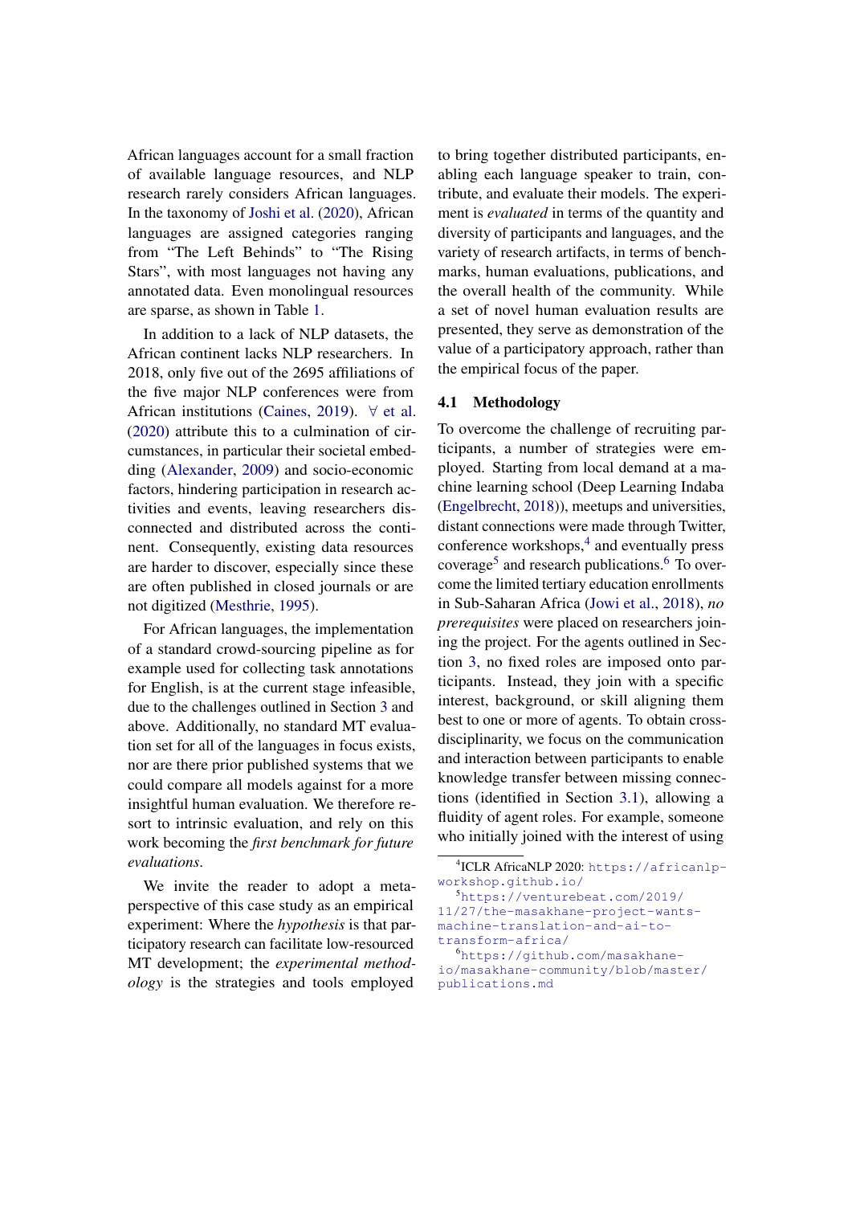African languages account for a small fraction of available language resources, and NLP research rarely considers African languages. In the taxonomy of Joshi et al. (2020), African languages are assigned categories ranging from "The Left Behinds" to "The Rising Stars", with most languages not having any annotated data. Even monolingual resources are sparse, as shown in Table 1.

In addition to a lack of NLP datasets, the African continent lacks NLP researchers. In 2018, only five out of the 2695 affiliations of the five major NLP conferences were from African institutions (Caines, 2019). ∀ et al. (2020) attribute this to a culmination of circumstances, in particular their societal embedding (Alexander, 2009) and socio-economic factors, hindering participation in research activities and events, leaving researchers disconnected and distributed across the continent. Consequently, existing data resources are harder to discover, especially since these are often published in closed journals or are not digitized (Mesthrie, 1995).

For African languages, the implementation of a standard crowd-sourcing pipeline as for example used for collecting task annotations for English, is at the current stage infeasible, due to the challenges outlined in Section 3 and above. Additionally, no standard MT evaluation set for all of the languages in focus exists, nor are there prior published systems that we could compare all models against for a more insightful human evaluation. We therefore resort to intrinsic evaluation, and rely on this work becoming the *first benchmark for future evaluations*.

We invite the reader to adopt a meta-perspective of this case study as an empirical experiment: Where the *hypothesis* is that participatory research can facilitate low-resourced MT development; the *experimental methodology* is the strategies and tools employed to bring together distributed participants, enabling each language speaker to train, contribute, and evaluate their models. The experiment is *evaluated* in terms of the quantity and diversity of participants and languages, and the variety of research artifacts, in terms of benchmarks, human evaluations, publications, and the overall health of the community. While a set of novel human evaluation results are presented, they serve as demonstration of the value of a participatory approach, rather than the empirical focus of the paper.

### 4.1 Methodology

To overcome the challenge of recruiting participants, a number of strategies were employed. Starting from local demand at a machine learning school (Deep Learning Indaba (Engelbrecht, 2018)), meetups and universities, distant connections were made through Twitter, conference workshops,[4] and eventually press coverage[5] and research publications.[6] To overcome the limited tertiary education enrollments in Sub-Saharan Africa (Jowi et al., 2018), *no prerequisites* were placed on researchers joining the project. For the agents outlined in Section 3, no fixed roles are imposed onto participants. Instead, they join with a specific interest, background, or skill aligning them best to one or more of agents. To obtain cross-disciplinarity, we focus on the communication and interaction between participants to enable knowledge transfer between missing connections (identified in Section 3.1), allowing a fluidity of agent roles. For example, someone who initially joined with the interest of using

[4] ICLR AfricaNLP 2020: https://africanlp-workshop.github.io/

[5] https://venturebeat.com/2019/11/27/the-masakhane-project-wants-machine-translation-and-ai-to-transform-africa/

[6] https://github.com/masakhane-io/masakhane-community/blob/master/publications.md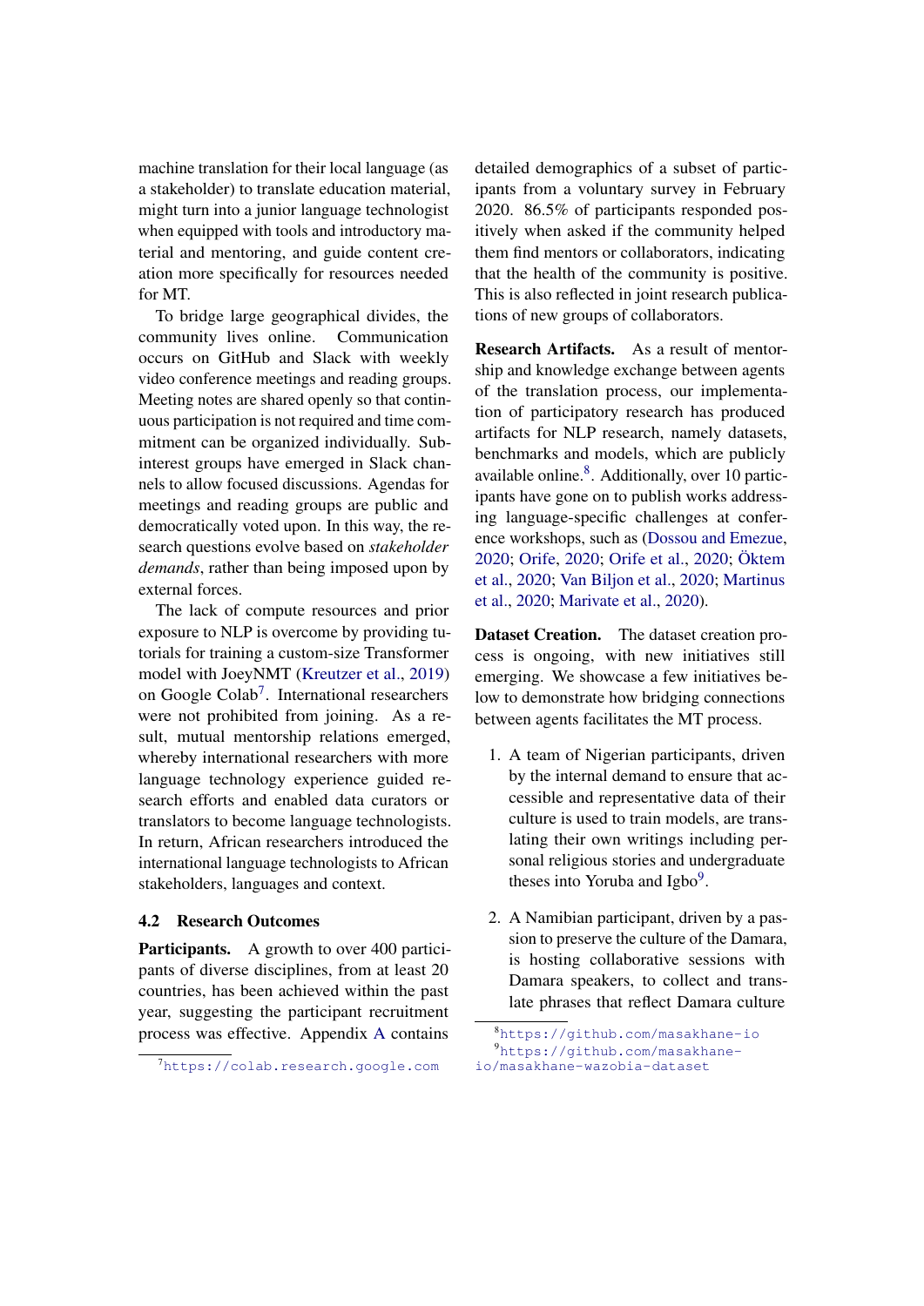machine translation for their local language (as a stakeholder) to translate education material, might turn into a junior language technologist when equipped with tools and introductory material and mentoring, and guide content creation more specifically for resources needed for MT.

To bridge large geographical divides, the community lives online. Communication occurs on GitHub and Slack with weekly video conference meetings and reading groups. Meeting notes are shared openly so that continuous participation is not required and time commitment can be organized individually. Subinterest groups have emerged in Slack channels to allow focused discussions. Agendas for meetings and reading groups are public and democratically voted upon. In this way, the research questions evolve based on *stakeholder demands*, rather than being imposed upon by external forces.

The lack of compute resources and prior exposure to NLP is overcome by providing tutorials for training a custom-size Transformer model with JoeyNMT (Kreutzer et al., 2019) on Google Colab[7]. International researchers were not prohibited from joining. As a result, mutual mentorship relations emerged, whereby international researchers with more language technology experience guided research efforts and enabled data curators or translators to become language technologists. In return, African researchers introduced the international language technologists to African stakeholders, languages and context.

### 4.2 Research Outcomes

**Participants.** A growth to over 400 participants of diverse disciplines, from at least 20 countries, has been achieved within the past year, suggesting the participant recruitment process was effective. Appendix A contains detailed demographics of a subset of participants from a voluntary survey in February 2020. 86.5% of participants responded positively when asked if the community helped them find mentors or collaborators, indicating that the health of the community is positive. This is also reflected in joint research publications of new groups of collaborators.

**Research Artifacts.** As a result of mentorship and knowledge exchange between agents of the translation process, our implementation of participatory research has produced artifacts for NLP research, namely datasets, benchmarks and models, which are publicly available online.[8]. Additionally, over 10 participants have gone on to publish works addressing language-specific challenges at conference workshops, such as (Dossou and Emezue, 2020; Orife, 2020; Orife et al., 2020; Öktem et al., 2020; Van Biljon et al., 2020; Martinus et al., 2020; Marivate et al., 2020).

**Dataset Creation.** The dataset creation process is ongoing, with new initiatives still emerging. We showcase a few initiatives below to demonstrate how bridging connections between agents facilitates the MT process.

1. A team of Nigerian participants, driven by the internal demand to ensure that accessible and representative data of their culture is used to train models, are translating their own writings including personal religious stories and undergraduate theses into Yoruba and Igbo[9].

2. A Namibian participant, driven by a passion to preserve the culture of the Damara, is hosting collaborative sessions with Damara speakers, to collect and translate phrases that reflect Damara culture

[7] https://colab.research.google.com

[8] https://github.com/masakhane-io

[9] https://github.com/masakhane-io/masakhane-wazobia-dataset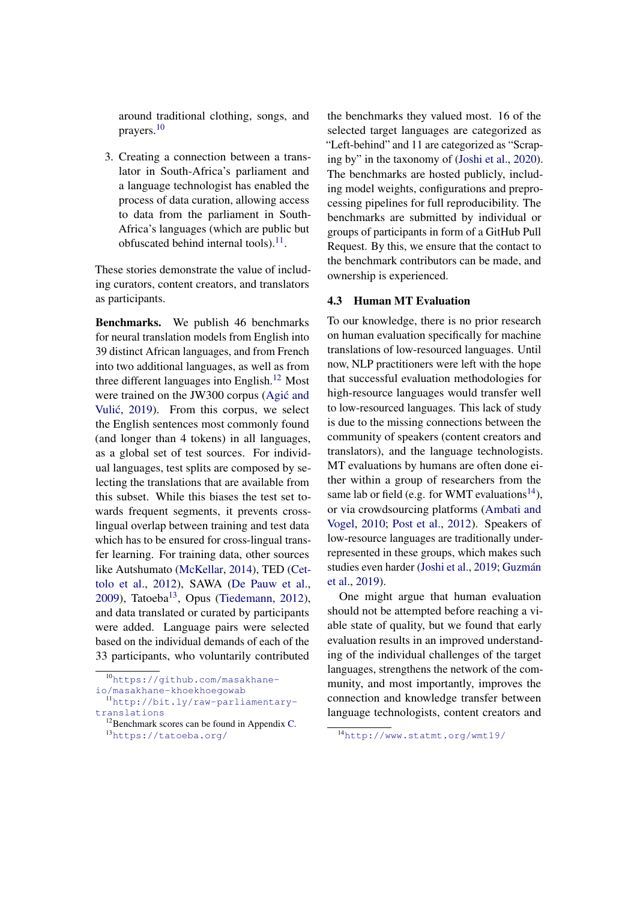around traditional clothing, songs, and prayers.[10]

3. Creating a connection between a translator in South-Africa's parliament and a language technologist has enabled the process of data curation, allowing access to data from the parliament in South-Africa's languages (which are public but obfuscated behind internal tools).[11].

These stories demonstrate the value of including curators, content creators, and translators as participants.

**Benchmarks.** We publish 46 benchmarks for neural translation models from English into 39 distinct African languages, and from French into two additional languages, as well as from three different languages into English.[12] Most were trained on the JW300 corpus (Agić and Vulić, 2019). From this corpus, we select the English sentences most commonly found (and longer than 4 tokens) in all languages, as a global set of test sources. For individual languages, test splits are composed by selecting the translations that are available from this subset. While this biases the test set towards frequent segments, it prevents cross-lingual overlap between training and test data which has to be ensured for cross-lingual transfer learning. For training data, other sources like Autshumato (McKellar, 2014), TED (Cettolo et al., 2012), SAWA (De Pauw et al., 2009), Tatoeba[13], Opus (Tiedemann, 2012), and data translated or curated by participants were added. Language pairs were selected based on the individual demands of each of the 33 participants, who voluntarily contributed the benchmarks they valued most. 16 of the selected target languages are categorized as "Left-behind" and 11 are categorized as "Scraping by" in the taxonomy of (Joshi et al., 2020). The benchmarks are hosted publicly, including model weights, configurations and preprocessing pipelines for full reproducibility. The benchmarks are submitted by individual or groups of participants in form of a GitHub Pull Request. By this, we ensure that the contact to the benchmark contributors can be made, and ownership is experienced.

### 4.3 Human MT Evaluation

To our knowledge, there is no prior research on human evaluation specifically for machine translations of low-resourced languages. Until now, NLP practitioners were left with the hope that successful evaluation methodologies for high-resource languages would transfer well to low-resourced languages. This lack of study is due to the missing connections between the community of speakers (content creators and translators), and the language technologists. MT evaluations by humans are often done either within a group of researchers from the same lab or field (e.g. for WMT evaluations[14]), or via crowdsourcing platforms (Ambati and Vogel, 2010; Post et al., 2012). Speakers of low-resource languages are traditionally underrepresented in these groups, which makes such studies even harder (Joshi et al., 2019; Guzmán et al., 2019).

One might argue that human evaluation should not be attempted before reaching a viable state of quality, but we found that early evaluation results in an improved understanding of the individual challenges of the target languages, strengthens the network of the community, and most importantly, improves the connection and knowledge transfer between language technologists, content creators and

[10] https://github.com/masakhane-io/masakhane-khoekhoegowab

[11] http://bit.ly/raw-parliamentary-translations

[12] Benchmark scores can be found in Appendix C.

[13] https://tatoeba.org/

[14] http://www.statmt.org/wmt19/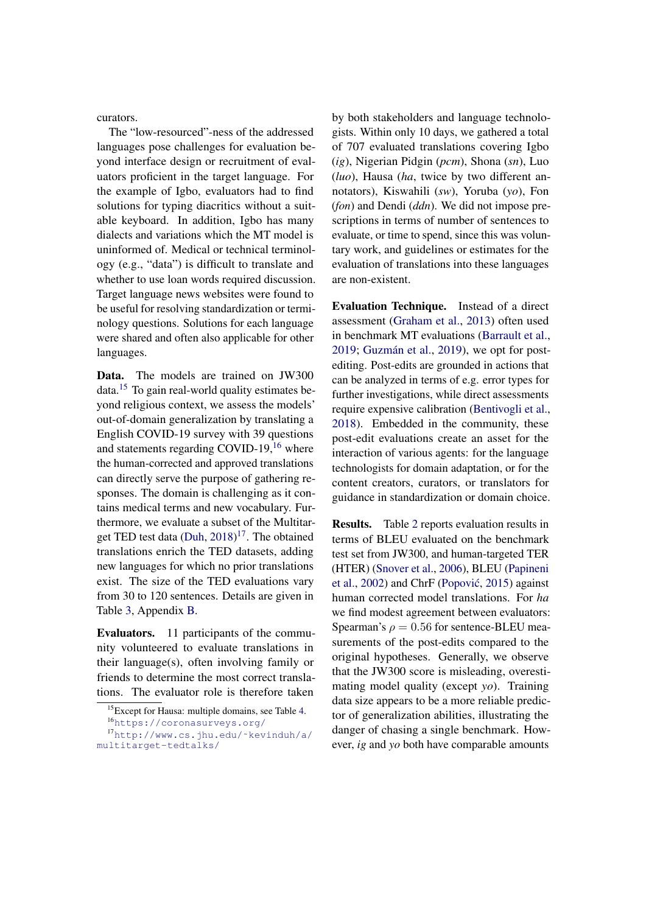curators.

The "low-resourced"-ness of the addressed languages pose challenges for evaluation beyond interface design or recruitment of evaluators proficient in the target language. For the example of Igbo, evaluators had to find solutions for typing diacritics without a suitable keyboard. In addition, Igbo has many dialects and variations which the MT model is uninformed of. Medical or technical terminology (e.g., "data") is difficult to translate and whether to use loan words required discussion. Target language news websites were found to be useful for resolving standardization or terminology questions. Solutions for each language were shared and often also applicable for other languages.

**Data.** The models are trained on JW300 data.[15] To gain real-world quality estimates beyond religious context, we assess the models' out-of-domain generalization by translating a English COVID-19 survey with 39 questions and statements regarding COVID-19,[16] where the human-corrected and approved translations can directly serve the purpose of gathering responses. The domain is challenging as it contains medical terms and new vocabulary. Furthermore, we evaluate a subset of the Multitarget TED test data (Duh, 2018)[17]. The obtained translations enrich the TED datasets, adding new languages for which no prior translations exist. The size of the TED evaluations vary from 30 to 120 sentences. Details are given in Table 3, Appendix B.

**Evaluators.** 11 participants of the community volunteered to evaluate translations in their language(s), often involving family or friends to determine the most correct translations. The evaluator role is therefore taken by both stakeholders and language technologists. Within only 10 days, we gathered a total of 707 evaluated translations covering Igbo (*ig*), Nigerian Pidgin (*pcm*), Shona (*sn*), Luo (*luo*), Hausa (*ha*, twice by two different annotators), Kiswahili (*sw*), Yoruba (*yo*), Fon (*fon*) and Dendi (*ddn*). We did not impose prescriptions in terms of number of sentences to evaluate, or time to spend, since this was voluntary work, and guidelines or estimates for the evaluation of translations into these languages are non-existent.

**Evaluation Technique.** Instead of a direct assessment (Graham et al., 2013) often used in benchmark MT evaluations (Barrault et al., 2019; Guzmán et al., 2019), we opt for post-editing. Post-edits are grounded in actions that can be analyzed in terms of e.g. error types for further investigations, while direct assessments require expensive calibration (Bentivogli et al., 2018). Embedded in the community, these post-edit evaluations create an asset for the interaction of various agents: for the language technologists for domain adaptation, or for the content creators, curators, or translators for guidance in standardization or domain choice.

**Results.** Table 2 reports evaluation results in terms of BLEU evaluated on the benchmark test set from JW300, and human-targeted TER (HTER) (Snover et al., 2006), BLEU (Papineni et al., 2002) and ChrF (Popović, 2015) against human corrected model translations. For *ha* we find modest agreement between evaluators: Spearman's $\rho = 0.56$ for sentence-BLEU measurements of the post-edits compared to the original hypotheses. Generally, we observe that the JW300 score is misleading, overestimating model quality (except *yo*). Training data size appears to be a more reliable predictor of generalization abilities, illustrating the danger of chasing a single benchmark. However, *ig* and *yo* both have comparable amounts

[15] Except for Hausa: multiple domains, see Table 4.

[16] https://coronasurveys.org/

[17] http://www.cs.jhu.edu/~kevinduh/a/multitarget-tedtalks/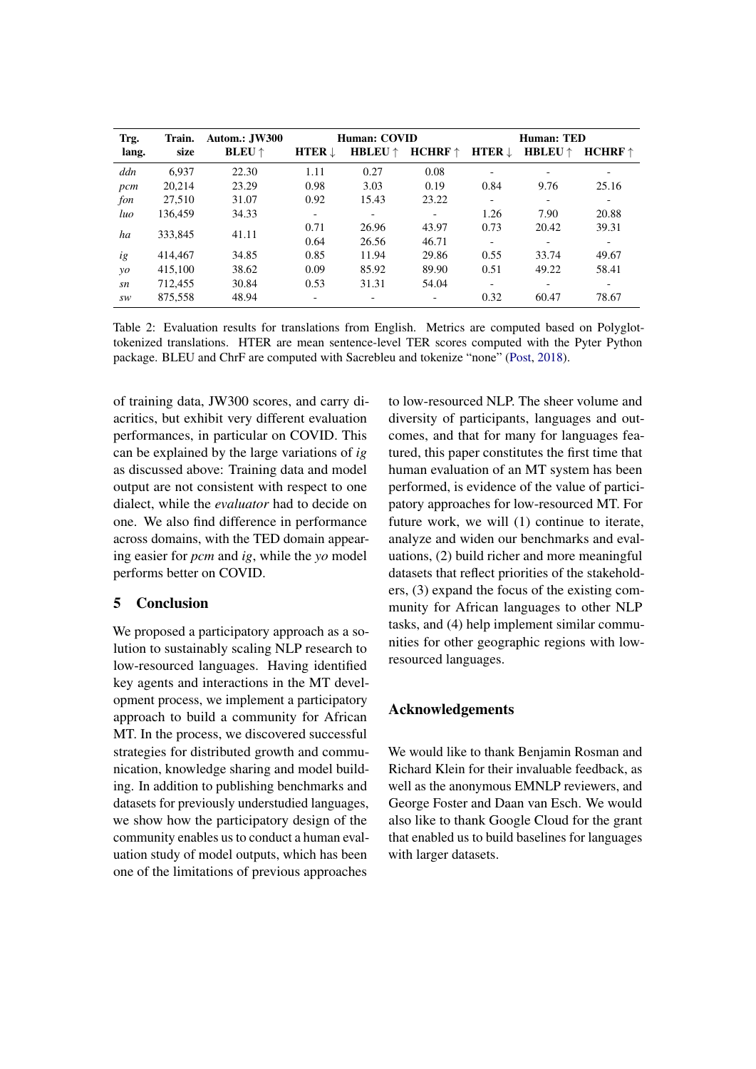| Trg. lang. | Train. size | Autom.: JW300 BLEU ↑ | Human: COVID HTER ↓ | HBLEU ↑ | HCHRF ↑ | Human: TED HTER ↓ | HBLEU ↑ | HCHRF ↑ |
|---|---|---|---|---|---|---|---|---|
| *ddn* | 6,937 | 22.30 | 1.11 | 0.27 | 0.08 | - | - | - |
| *pcm* | 20,214 | 23.29 | 0.98 | 3.03 | 0.19 | 0.84 | 9.76 | 25.16 |
| *fon* | 27,510 | 31.07 | 0.92 | 15.43 | 23.22 | - | - | - |
| *luo* | 136,459 | 34.33 | - | - | - | 1.26 | 7.90 | 20.88 |
| *ha* | 333,845 | 41.11 | 0.71 | 26.96 | 43.97 | 0.73 | 20.42 | 39.31 |
| | | | 0.64 | 26.56 | 46.71 | - | - | - |
| *ig* | 414,467 | 34.85 | 0.85 | 11.94 | 29.86 | 0.55 | 33.74 | 49.67 |
| *yo* | 415,100 | 38.62 | 0.09 | 85.92 | 89.90 | 0.51 | 49.22 | 58.41 |
| *sn* | 712,455 | 30.84 | 0.53 | 31.31 | 54.04 | - | - | - |
| *sw* | 875,558 | 48.94 | - | - | - | 0.32 | 60.47 | 78.67 |

Table 2: Evaluation results for translations from English. Metrics are computed based on Polyglot-tokenized translations. HTER are mean sentence-level TER scores computed with the Pyter Python package. BLEU and ChrF are computed with Sacrebleu and tokenize "none" (Post, 2018).

of training data, JW300 scores, and carry diacritics, but exhibit very different evaluation performances, in particular on COVID. This can be explained by the large variations of *ig* as discussed above: Training data and model output are not consistent with respect to one dialect, while the *evaluator* had to decide on one. We also find difference in performance across domains, with the TED domain appearing easier for *pcm* and *ig*, while the *yo* model performs better on COVID.

## 5 Conclusion

We proposed a participatory approach as a solution to sustainably scaling NLP research to low-resourced languages. Having identified key agents and interactions in the MT development process, we implement a participatory approach to build a community for African MT. In the process, we discovered successful strategies for distributed growth and communication, knowledge sharing and model building. In addition to publishing benchmarks and datasets for previously understudied languages, we show how the participatory design of the community enables us to conduct a human evaluation study of model outputs, which has been one of the limitations of previous approaches to low-resourced NLP. The sheer volume and diversity of participants, languages and outcomes, and that for many for languages featured, this paper constitutes the first time that human evaluation of an MT system has been performed, is evidence of the value of participatory approaches for low-resourced MT. For future work, we will (1) continue to iterate, analyze and widen our benchmarks and evaluations, (2) build richer and more meaningful datasets that reflect priorities of the stakeholders, (3) expand the focus of the existing community for African languages to other NLP tasks, and (4) help implement similar communities for other geographic regions with low-resourced languages.

## Acknowledgements

We would like to thank Benjamin Rosman and Richard Klein for their invaluable feedback, as well as the anonymous EMNLP reviewers, and George Foster and Daan van Esch. We would also like to thank Google Cloud for the grant that enabled us to build baselines for languages with larger datasets.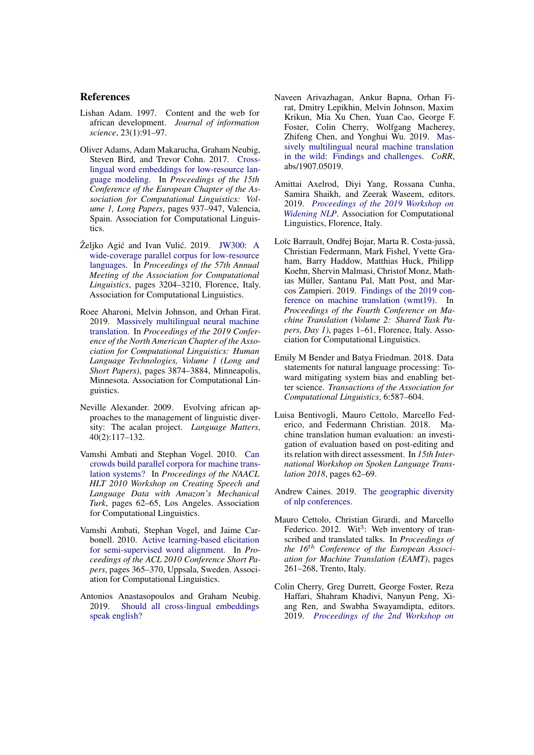## References

Lishan Adam. 1997. Content and the web for african development. *Journal of information science*, 23(1):91–97.

Oliver Adams, Adam Makarucha, Graham Neubig, Steven Bird, and Trevor Cohn. 2017. Cross-lingual word embeddings for low-resource language modeling. In *Proceedings of the 15th Conference of the European Chapter of the Association for Computational Linguistics: Volume 1, Long Papers*, pages 937–947, Valencia, Spain. Association for Computational Linguistics.

Željko Agić and Ivan Vulić. 2019. JW300: A wide-coverage parallel corpus for low-resource languages. In *Proceedings of the 57th Annual Meeting of the Association for Computational Linguistics*, pages 3204–3210, Florence, Italy. Association for Computational Linguistics.

Roee Aharoni, Melvin Johnson, and Orhan Firat. 2019. Massively multilingual neural machine translation. In *Proceedings of the 2019 Conference of the North American Chapter of the Association for Computational Linguistics: Human Language Technologies, Volume 1 (Long and Short Papers)*, pages 3874–3884, Minneapolis, Minnesota. Association for Computational Linguistics.

Neville Alexander. 2009. Evolving african approaches to the management of linguistic diversity: The acalan project. *Language Matters*, 40(2):117–132.

Vamshi Ambati and Stephan Vogel. 2010. Can crowds build parallel corpora for machine translation systems? In *Proceedings of the NAACL HLT 2010 Workshop on Creating Speech and Language Data with Amazon's Mechanical Turk*, pages 62–65, Los Angeles. Association for Computational Linguistics.

Vamshi Ambati, Stephan Vogel, and Jaime Carbonell. 2010. Active learning-based elicitation for semi-supervised word alignment. In *Proceedings of the ACL 2010 Conference Short Papers*, pages 365–370, Uppsala, Sweden. Association for Computational Linguistics.

Antonios Anastasopoulos and Graham Neubig. 2019. Should all cross-lingual embeddings speak english?

Naveen Arivazhagan, Ankur Bapna, Orhan Firat, Dmitry Lepikhin, Melvin Johnson, Maxim Krikun, Mia Xu Chen, Yuan Cao, George F. Foster, Colin Cherry, Wolfgang Macherey, Zhifeng Chen, and Yonghui Wu. 2019. Massively multilingual neural machine translation in the wild: Findings and challenges. *CoRR*, abs/1907.05019.

Amittai Axelrod, Diyi Yang, Rossana Cunha, Samira Shaikh, and Zeerak Waseem, editors. 2019. *Proceedings of the 2019 Workshop on Widening NLP*. Association for Computational Linguistics, Florence, Italy.

Loïc Barrault, Ondřej Bojar, Marta R. Costa-jussà, Christian Federmann, Mark Fishel, Yvette Graham, Barry Haddow, Matthias Huck, Philipp Koehn, Shervin Malmasi, Christof Monz, Mathias Müller, Santanu Pal, Matt Post, and Marcos Zampieri. 2019. Findings of the 2019 conference on machine translation (wmt19). In *Proceedings of the Fourth Conference on Machine Translation (Volume 2: Shared Task Papers, Day 1)*, pages 1–61, Florence, Italy. Association for Computational Linguistics.

Emily M Bender and Batya Friedman. 2018. Data statements for natural language processing: Toward mitigating system bias and enabling better science. *Transactions of the Association for Computational Linguistics*, 6:587–604.

Luisa Bentivogli, Mauro Cettolo, Marcello Federico, and Federmann Christian. 2018. Machine translation human evaluation: an investigation of evaluation based on post-editing and its relation with direct assessment. In *15th International Workshop on Spoken Language Translation 2018*, pages 62–69.

Andrew Caines. 2019. The geographic diversity of nlp conferences.

Mauro Cettolo, Christian Girardi, and Marcello Federico. 2012. Wit$^3$: Web inventory of transcribed and translated talks. In *Proceedings of the 16$^{th}$ Conference of the European Association for Machine Translation (EAMT)*, pages 261–268, Trento, Italy.

Colin Cherry, Greg Durrett, George Foster, Reza Haffari, Shahram Khadivi, Nanyun Peng, Xiang Ren, and Swabha Swayamdipta, editors. 2019. *Proceedings of the 2nd Workshop on*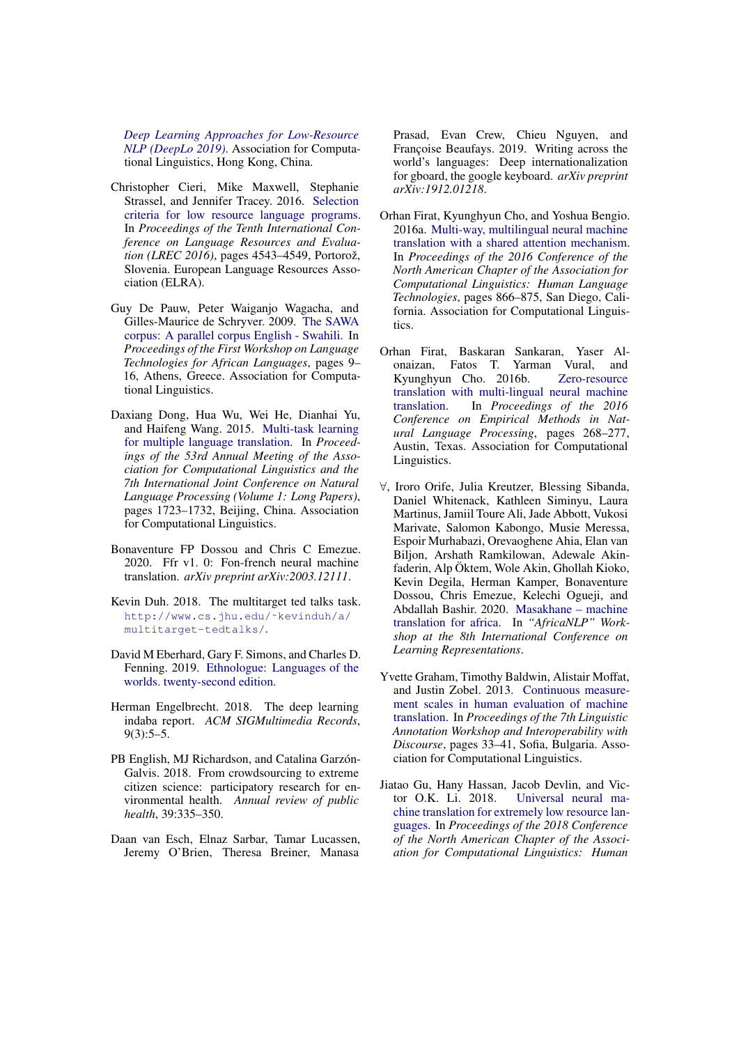*Deep Learning Approaches for Low-Resource NLP (DeepLo 2019)*. Association for Computational Linguistics, Hong Kong, China.

Christopher Cieri, Mike Maxwell, Stephanie Strassel, and Jennifer Tracey. 2016. Selection criteria for low resource language programs. In *Proceedings of the Tenth International Conference on Language Resources and Evaluation (LREC 2016)*, pages 4543–4549, Portorož, Slovenia. European Language Resources Association (ELRA).

Guy De Pauw, Peter Waiganjo Wagacha, and Gilles-Maurice de Schryver. 2009. The SAWA corpus: A parallel corpus English - Swahili. In *Proceedings of the First Workshop on Language Technologies for African Languages*, pages 9–16, Athens, Greece. Association for Computational Linguistics.

Daxiang Dong, Hua Wu, Wei He, Dianhai Yu, and Haifeng Wang. 2015. Multi-task learning for multiple language translation. In *Proceedings of the 53rd Annual Meeting of the Association for Computational Linguistics and the 7th International Joint Conference on Natural Language Processing (Volume 1: Long Papers)*, pages 1723–1732, Beijing, China. Association for Computational Linguistics.

Bonaventure FP Dossou and Chris C Emezue. 2020. Ffr v1. 0: Fon-french neural machine translation. *arXiv preprint arXiv:2003.12111*.

Kevin Duh. 2018. The multitarget ted talks task. http://www.cs.jhu.edu/~kevinduh/a/multitarget-tedtalks/.

David M Eberhard, Gary F. Simons, and Charles D. Fenning. 2019. Ethnologue: Languages of the worlds. twenty-second edition.

Herman Engelbrecht. 2018. The deep learning indaba report. *ACM SIGMultimedia Records*, 9(3):5–5.

PB English, MJ Richardson, and Catalina Garzón-Galvis. 2018. From crowdsourcing to extreme citizen science: participatory research for environmental health. *Annual review of public health*, 39:335–350.

Daan van Esch, Elnaz Sarbar, Tamar Lucassen, Jeremy O'Brien, Theresa Breiner, Manasa Prasad, Evan Crew, Chieu Nguyen, and Françoise Beaufays. 2019. Writing across the world's languages: Deep internationalization for gboard, the google keyboard. *arXiv preprint arXiv:1912.01218*.

Orhan Firat, Kyunghyun Cho, and Yoshua Bengio. 2016a. Multi-way, multilingual neural machine translation with a shared attention mechanism. In *Proceedings of the 2016 Conference of the North American Chapter of the Association for Computational Linguistics: Human Language Technologies*, pages 866–875, San Diego, California. Association for Computational Linguistics.

Orhan Firat, Baskaran Sankaran, Yaser Al-onaizan, Fatos T. Yarman Vural, and Kyunghyun Cho. 2016b. Zero-resource translation with multi-lingual neural machine translation. In *Proceedings of the 2016 Conference on Empirical Methods in Natural Language Processing*, pages 268–277, Austin, Texas. Association for Computational Linguistics.

∀, Iroro Orife, Julia Kreutzer, Blessing Sibanda, Daniel Whitenack, Kathleen Siminyu, Laura Martinus, Jamiil Toure Ali, Jade Abbott, Vukosi Marivate, Salomon Kabongo, Musie Meressa, Espoir Murhabazi, Orevaoghene Ahia, Elan van Biljon, Arshath Ramkilowan, Adewale Akinfaderin, Alp Öktem, Wole Akin, Ghollah Kioko, Kevin Degila, Herman Kamper, Bonaventure Dossou, Chris Emezue, Kelechi Ogueji, and Abdallah Bashir. 2020. Masakhane – machine translation for africa. In *"AfricaNLP" Workshop at the 8th International Conference on Learning Representations*.

Yvette Graham, Timothy Baldwin, Alistair Moffat, and Justin Zobel. 2013. Continuous measurement scales in human evaluation of machine translation. In *Proceedings of the 7th Linguistic Annotation Workshop and Interoperability with Discourse*, pages 33–41, Sofia, Bulgaria. Association for Computational Linguistics.

Jiatao Gu, Hany Hassan, Jacob Devlin, and Victor O.K. Li. 2018. Universal neural machine translation for extremely low resource languages. In *Proceedings of the 2018 Conference of the North American Chapter of the Association for Computational Linguistics: Human*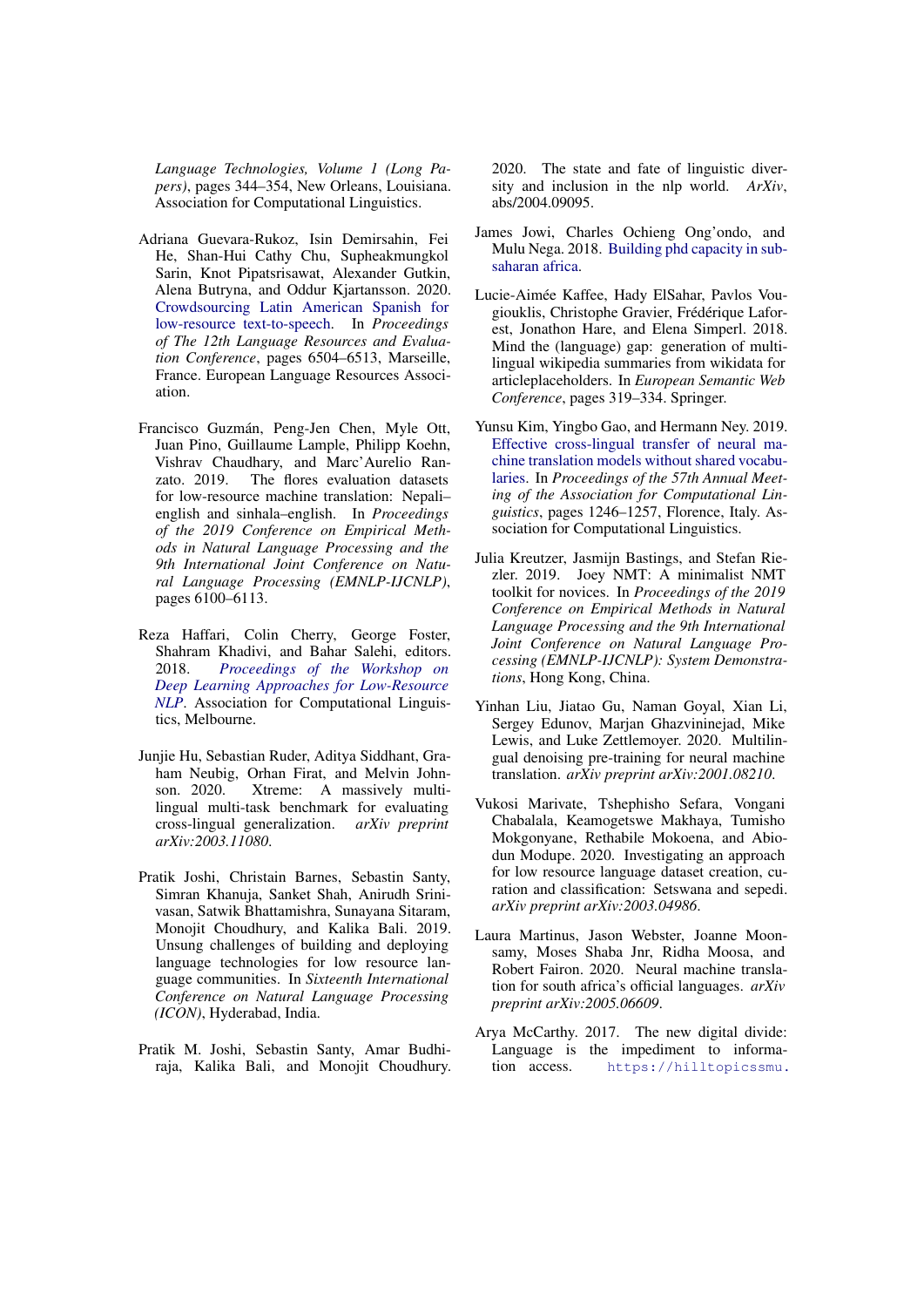*Language Technologies, Volume 1 (Long Papers)*, pages 344–354, New Orleans, Louisiana. Association for Computational Linguistics.

Adriana Guevara-Rukoz, Isin Demirsahin, Fei He, Shan-Hui Cathy Chu, Supheakmungkol Sarin, Knot Pipatsrisawat, Alexander Gutkin, Alena Butryna, and Oddur Kjartansson. 2020. Crowdsourcing Latin American Spanish for low-resource text-to-speech. In *Proceedings of The 12th Language Resources and Evaluation Conference*, pages 6504–6513, Marseille, France. European Language Resources Association.

Francisco Guzmán, Peng-Jen Chen, Myle Ott, Juan Pino, Guillaume Lample, Philipp Koehn, Vishrav Chaudhary, and Marc'Aurelio Ranzato. 2019. The flores evaluation datasets for low-resource machine translation: Nepali–english and sinhala–english. In *Proceedings of the 2019 Conference on Empirical Methods in Natural Language Processing and the 9th International Joint Conference on Natural Language Processing (EMNLP-IJCNLP)*, pages 6100–6113.

Reza Haffari, Colin Cherry, George Foster, Shahram Khadivi, and Bahar Salehi, editors. 2018. *Proceedings of the Workshop on Deep Learning Approaches for Low-Resource NLP*. Association for Computational Linguistics, Melbourne.

Junjie Hu, Sebastian Ruder, Aditya Siddhant, Graham Neubig, Orhan Firat, and Melvin Johnson. 2020. Xtreme: A massively multilingual multi-task benchmark for evaluating cross-lingual generalization. *arXiv preprint arXiv:2003.11080*.

Pratik Joshi, Christain Barnes, Sebastin Santy, Simran Khanuja, Sanket Shah, Anirudh Srinivasan, Satwik Bhattamishra, Sunayana Sitaram, Monojit Choudhury, and Kalika Bali. 2019. Unsung challenges of building and deploying language technologies for low resource language communities. In *Sixteenth International Conference on Natural Language Processing (ICON)*, Hyderabad, India.

Pratik M. Joshi, Sebastin Santy, Amar Budhiraja, Kalika Bali, and Monojit Choudhury. 2020. The state and fate of linguistic diversity and inclusion in the nlp world. *ArXiv*, abs/2004.09095.

James Jowi, Charles Ochieng Ong'ondo, and Mulu Nega. 2018. Building phd capacity in sub-saharan africa.

Lucie-Aimée Kaffee, Hady ElSahar, Pavlos Vougiouklis, Christophe Gravier, Frédérique Laforest, Jonathon Hare, and Elena Simperl. 2018. Mind the (language) gap: generation of multilingual wikipedia summaries from wikidata for articleplaceholders. In *European Semantic Web Conference*, pages 319–334. Springer.

Yunsu Kim, Yingbo Gao, and Hermann Ney. 2019. Effective cross-lingual transfer of neural machine translation models without shared vocabularies. In *Proceedings of the 57th Annual Meeting of the Association for Computational Linguistics*, pages 1246–1257, Florence, Italy. Association for Computational Linguistics.

Julia Kreutzer, Jasmijn Bastings, and Stefan Riezler. 2019. Joey NMT: A minimalist NMT toolkit for novices. In *Proceedings of the 2019 Conference on Empirical Methods in Natural Language Processing and the 9th International Joint Conference on Natural Language Processing (EMNLP-IJCNLP): System Demonstrations*, Hong Kong, China.

Yinhan Liu, Jiatao Gu, Naman Goyal, Xian Li, Sergey Edunov, Marjan Ghazvininejad, Mike Lewis, and Luke Zettlemoyer. 2020. Multilingual denoising pre-training for neural machine translation. *arXiv preprint arXiv:2001.08210*.

Vukosi Marivate, Tshephisho Sefara, Vongani Chabalala, Keamogetswe Makhaya, Tumisho Mokgonyane, Rethabile Mokoena, and Abiodun Modupe. 2020. Investigating an approach for low resource language dataset creation, curation and classification: Setswana and sepedi. *arXiv preprint arXiv:2003.04986*.

Laura Martinus, Jason Webster, Joanne Moonsamy, Moses Shaba Jnr, Ridha Moosa, and Robert Fairon. 2020. Neural machine translation for south africa's official languages. *arXiv preprint arXiv:2005.06609*.

Arya McCarthy. 2017. The new digital divide: Language is the impediment to information access. `https://hilltopicssmu.`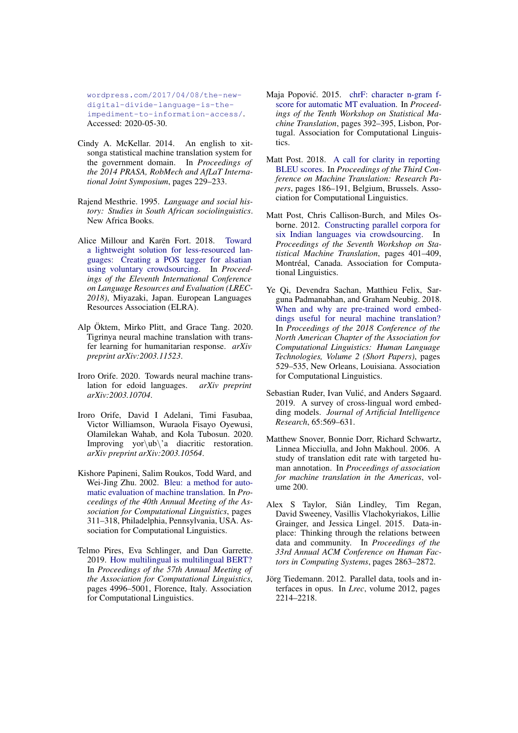wordpress.com/2017/04/08/the-new-digital-divide-language-is-the-impediment-to-information-access/. Accessed: 2020-05-30.

Cindy A. McKellar. 2014. An english to xitsonga statistical machine translation system for the government domain. In *Proceedings of the 2014 PRASA, RobMech and AfLaT International Joint Symposium*, pages 229–233.

Rajend Mesthrie. 1995. *Language and social history: Studies in South African sociolinguistics*. New Africa Books.

Alice Millour and Karën Fort. 2018. Toward a lightweight solution for less-resourced languages: Creating a POS tagger for alsatian using voluntary crowdsourcing. In *Proceedings of the Eleventh International Conference on Language Resources and Evaluation (LREC-2018)*, Miyazaki, Japan. European Languages Resources Association (ELRA).

Alp Öktem, Mirko Plitt, and Grace Tang. 2020. Tigrinya neural machine translation with transfer learning for humanitarian response. *arXiv preprint arXiv:2003.11523*.

Iroro Orife. 2020. Towards neural machine translation for edoid languages. *arXiv preprint arXiv:2003.10704*.

Iroro Orife, David I Adelani, Timi Fasubaa, Victor Williamson, Wuraola Fisayo Oyewusi, Olamilekan Wahab, and Kola Tubosun. 2020. Improving yor\ub\'a diacritic restoration. *arXiv preprint arXiv:2003.10564*.

Kishore Papineni, Salim Roukos, Todd Ward, and Wei-Jing Zhu. 2002. Bleu: a method for automatic evaluation of machine translation. In *Proceedings of the 40th Annual Meeting of the Association for Computational Linguistics*, pages 311–318, Philadelphia, Pennsylvania, USA. Association for Computational Linguistics.

Telmo Pires, Eva Schlinger, and Dan Garrette. 2019. How multilingual is multilingual BERT? In *Proceedings of the 57th Annual Meeting of the Association for Computational Linguistics*, pages 4996–5001, Florence, Italy. Association for Computational Linguistics.

Maja Popović. 2015. chrF: character n-gram f-score for automatic MT evaluation. In *Proceedings of the Tenth Workshop on Statistical Machine Translation*, pages 392–395, Lisbon, Portugal. Association for Computational Linguistics.

Matt Post. 2018. A call for clarity in reporting BLEU scores. In *Proceedings of the Third Conference on Machine Translation: Research Papers*, pages 186–191, Belgium, Brussels. Association for Computational Linguistics.

Matt Post, Chris Callison-Burch, and Miles Osborne. 2012. Constructing parallel corpora for six Indian languages via crowdsourcing. In *Proceedings of the Seventh Workshop on Statistical Machine Translation*, pages 401–409, Montréal, Canada. Association for Computational Linguistics.

Ye Qi, Devendra Sachan, Matthieu Felix, Sarguna Padmanabhan, and Graham Neubig. 2018. When and why are pre-trained word embeddings useful for neural machine translation? In *Proceedings of the 2018 Conference of the North American Chapter of the Association for Computational Linguistics: Human Language Technologies, Volume 2 (Short Papers)*, pages 529–535, New Orleans, Louisiana. Association for Computational Linguistics.

Sebastian Ruder, Ivan Vulić, and Anders Søgaard. 2019. A survey of cross-lingual word embedding models. *Journal of Artificial Intelligence Research*, 65:569–631.

Matthew Snover, Bonnie Dorr, Richard Schwartz, Linnea Micciulla, and John Makhoul. 2006. A study of translation edit rate with targeted human annotation. In *Proceedings of association for machine translation in the Americas*, volume 200.

Alex S Taylor, Siân Lindley, Tim Regan, David Sweeney, Vasillis Vlachokyriakos, Lillie Grainger, and Jessica Lingel. 2015. Data-in-place: Thinking through the relations between data and community. In *Proceedings of the 33rd Annual ACM Conference on Human Factors in Computing Systems*, pages 2863–2872.

Jörg Tiedemann. 2012. Parallel data, tools and interfaces in opus. In *Lrec*, volume 2012, pages 2214–2218.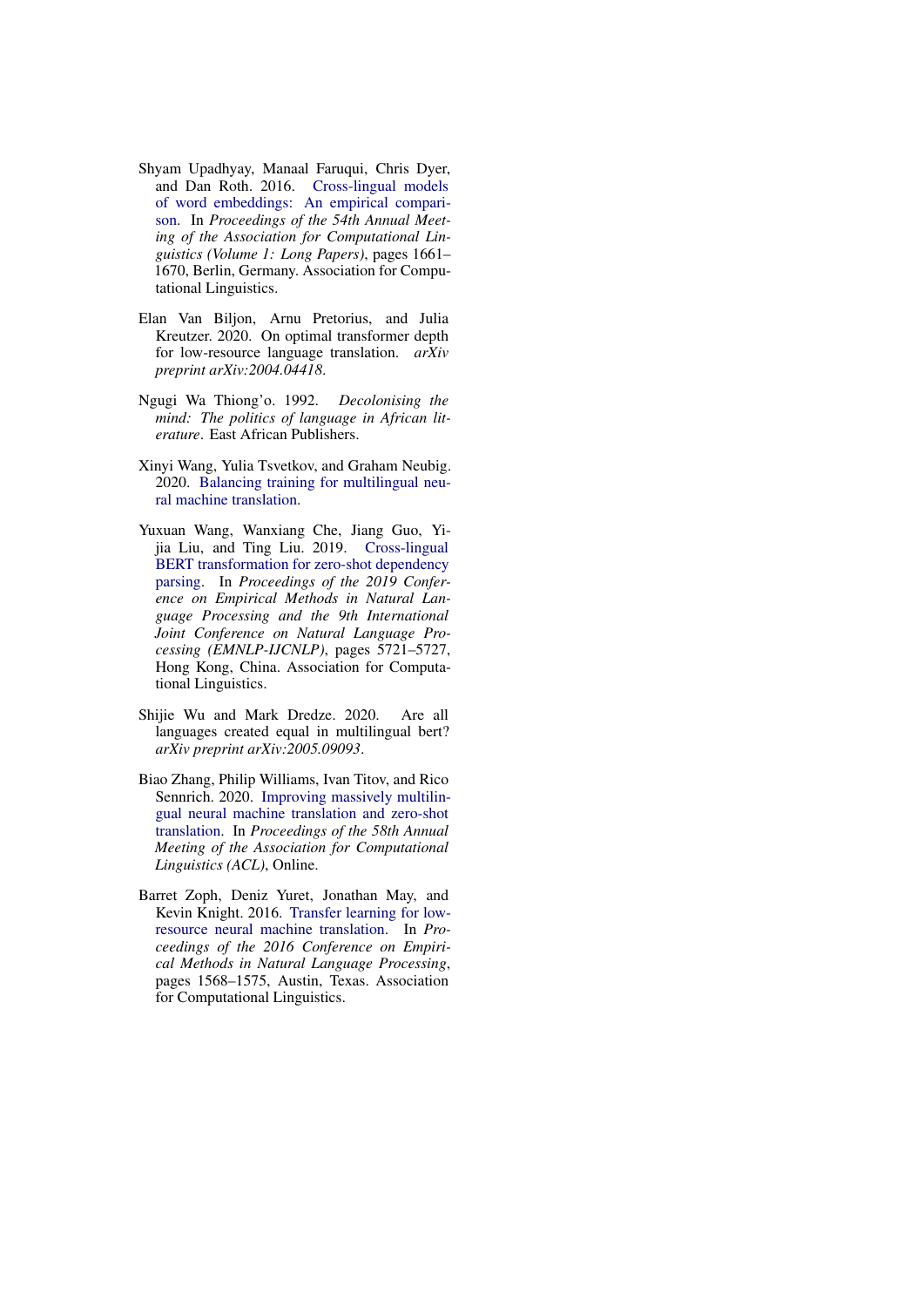Shyam Upadhyay, Manaal Faruqui, Chris Dyer, and Dan Roth. 2016. Cross-lingual models of word embeddings: An empirical comparison. In *Proceedings of the 54th Annual Meeting of the Association for Computational Linguistics (Volume 1: Long Papers)*, pages 1661–1670, Berlin, Germany. Association for Computational Linguistics.

Elan Van Biljon, Arnu Pretorius, and Julia Kreutzer. 2020. On optimal transformer depth for low-resource language translation. *arXiv preprint arXiv:2004.04418*.

Ngugi Wa Thiong'o. 1992. *Decolonising the mind: The politics of language in African literature*. East African Publishers.

Xinyi Wang, Yulia Tsvetkov, and Graham Neubig. 2020. Balancing training for multilingual neural machine translation.

Yuxuan Wang, Wanxiang Che, Jiang Guo, Yijia Liu, and Ting Liu. 2019. Cross-lingual BERT transformation for zero-shot dependency parsing. In *Proceedings of the 2019 Conference on Empirical Methods in Natural Language Processing and the 9th International Joint Conference on Natural Language Processing (EMNLP-IJCNLP)*, pages 5721–5727, Hong Kong, China. Association for Computational Linguistics.

Shijie Wu and Mark Dredze. 2020. Are all languages created equal in multilingual bert? *arXiv preprint arXiv:2005.09093*.

Biao Zhang, Philip Williams, Ivan Titov, and Rico Sennrich. 2020. Improving massively multilingual neural machine translation and zero-shot translation. In *Proceedings of the 58th Annual Meeting of the Association for Computational Linguistics (ACL)*, Online.

Barret Zoph, Deniz Yuret, Jonathan May, and Kevin Knight. 2016. Transfer learning for low-resource neural machine translation. In *Proceedings of the 2016 Conference on Empirical Methods in Natural Language Processing*, pages 1568–1575, Austin, Texas. Association for Computational Linguistics.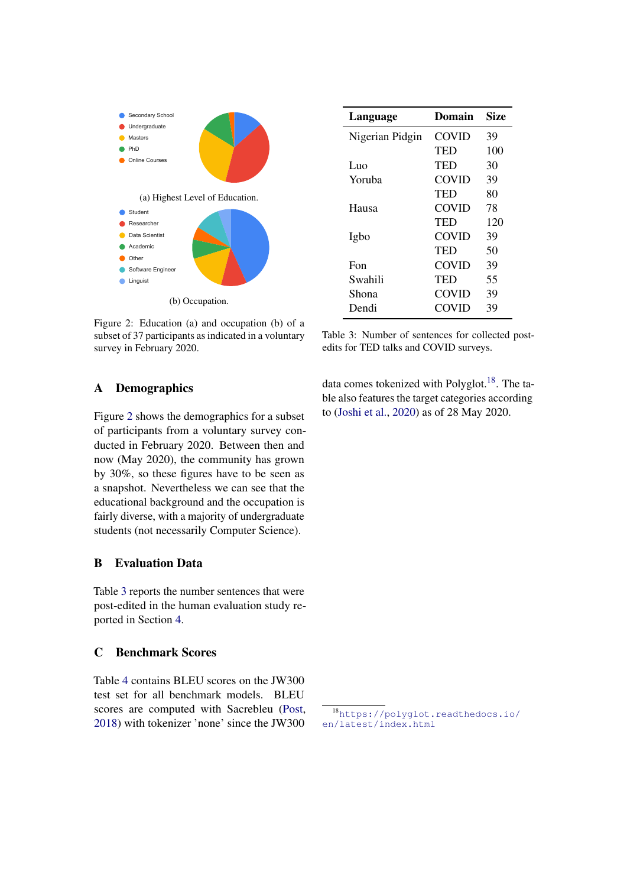(a) Highest Level of Education.

(b) Occupation.

Figure 2: Education (a) and occupation (b) of a subset of 37 participants as indicated in a voluntary survey in February 2020.

## A Demographics

Figure 2 shows the demographics for a subset of participants from a voluntary survey conducted in February 2020. Between then and now (May 2020), the community has grown by 30%, so these figures have to be seen as a snapshot. Nevertheless we can see that the educational background and the occupation is fairly diverse, with a majority of undergraduate students (not necessarily Computer Science).

## B Evaluation Data

Table 3 reports the number sentences that were post-edited in the human evaluation study reported in Section 4.

## C Benchmark Scores

Table 4 contains BLEU scores on the JW300 test set for all benchmark models. BLEU scores are computed with Sacrebleu (Post, 2018) with tokenizer 'none' since the JW300 data comes tokenized with Polyglot.[18]. The table also features the target categories according to (Joshi et al., 2020) as of 28 May 2020.

| Language | Domain | Size |
|---|---|---|
| Nigerian Pidgin | COVID | 39 |
| | TED | 100 |
| Luo | TED | 30 |
| Yoruba | COVID | 39 |
| | TED | 80 |
| Hausa | COVID | 78 |
| | TED | 120 |
| Igbo | COVID | 39 |
| | TED | 50 |
| Fon | COVID | 39 |
| Swahili | TED | 55 |
| Shona | COVID | 39 |
| Dendi | COVID | 39 |

Table 3: Number of sentences for collected post-edits for TED talks and COVID surveys.

[18] https://polyglot.readthedocs.io/en/latest/index.html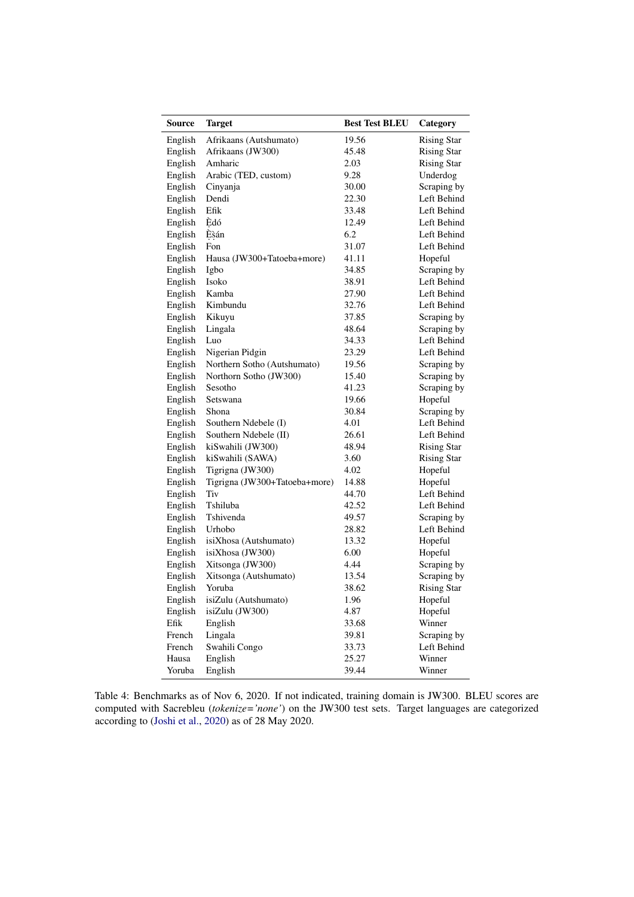| Source | Target | Best Test BLEU | Category |
|---|---|---|---|
| English | Afrikaans (Autshumato) | 19.56 | Rising Star |
| English | Afrikaans (JW300) | 45.48 | Rising Star |
| English | Amharic | 2.03 | Rising Star |
| English | Arabic (TED, custom) | 9.28 | Underdog |
| English | Cinyanja | 30.00 | Scraping by |
| English | Dendi | 22.30 | Left Behind |
| English | Efik | 33.48 | Left Behind |
| English | Èdó | 12.49 | Left Behind |
| English | Ès̩án | 6.2 | Left Behind |
| English | Fon | 31.07 | Left Behind |
| English | Hausa (JW300+Tatoeba+more) | 41.11 | Hopeful |
| English | Igbo | 34.85 | Scraping by |
| English | Isoko | 38.91 | Left Behind |
| English | Kamba | 27.90 | Left Behind |
| English | Kimbundu | 32.76 | Left Behind |
| English | Kikuyu | 37.85 | Scraping by |
| English | Lingala | 48.64 | Scraping by |
| English | Luo | 34.33 | Left Behind |
| English | Nigerian Pidgin | 23.29 | Left Behind |
| English | Northern Sotho (Autshumato) | 19.56 | Scraping by |
| English | Northorn Sotho (JW300) | 15.40 | Scraping by |
| English | Sesotho | 41.23 | Scraping by |
| English | Setswana | 19.66 | Hopeful |
| English | Shona | 30.84 | Scraping by |
| English | Southern Ndebele (I) | 4.01 | Left Behind |
| English | Southern Ndebele (II) | 26.61 | Left Behind |
| English | kiSwahili (JW300) | 48.94 | Rising Star |
| English | kiSwahili (SAWA) | 3.60 | Rising Star |
| English | Tigrigna (JW300) | 4.02 | Hopeful |
| English | Tigrigna (JW300+Tatoeba+more) | 14.88 | Hopeful |
| English | Tiv | 44.70 | Left Behind |
| English | Tshiluba | 42.52 | Left Behind |
| English | Tshivenda | 49.57 | Scraping by |
| English | Urhobo | 28.82 | Left Behind |
| English | isiXhosa (Autshumato) | 13.32 | Hopeful |
| English | isiXhosa (JW300) | 6.00 | Hopeful |
| English | Xitsonga (JW300) | 4.44 | Scraping by |
| English | Xitsonga (Autshumato) | 13.54 | Scraping by |
| English | Yoruba | 38.62 | Rising Star |
| English | isiZulu (Autshumato) | 1.96 | Hopeful |
| English | isiZulu (JW300) | 4.87 | Hopeful |
| Efik | English | 33.68 | Winner |
| French | Lingala | 39.81 | Scraping by |
| French | Swahili Congo | 33.73 | Left Behind |
| Hausa | English | 25.27 | Winner |
| Yoruba | English | 39.44 | Winner |

Table 4: Benchmarks as of Nov 6, 2020. If not indicated, training domain is JW300. BLEU scores are computed with Sacrebleu (*tokenize='none'*) on the JW300 test sets. Target languages are categorized according to (Joshi et al., 2020) as of 28 May 2020.